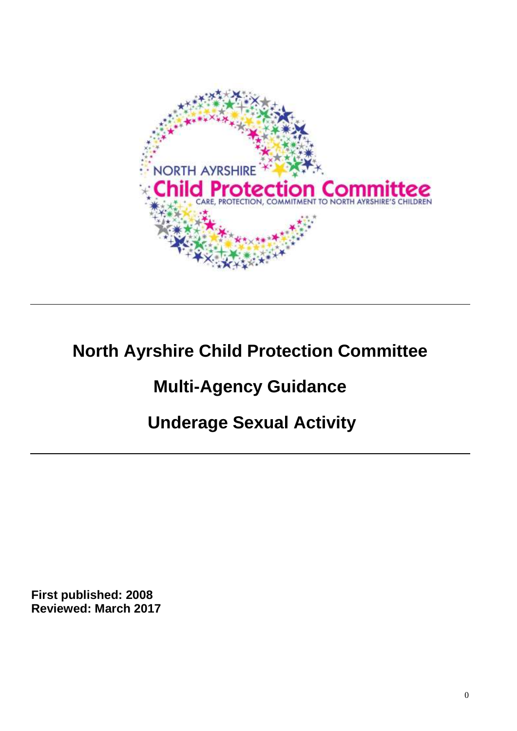NORTH AYRSHIRE

Child Protection Committee

CARE, PROTECTION, COMMITMENT TO NORTH AYRSHIRE'S CHILDREN

# North Ayrshire Child Protection Committee

# Multi-Agency Guidance

# Underage Sexual Activity

**First published: 2008**
**Reviewed: March 2017**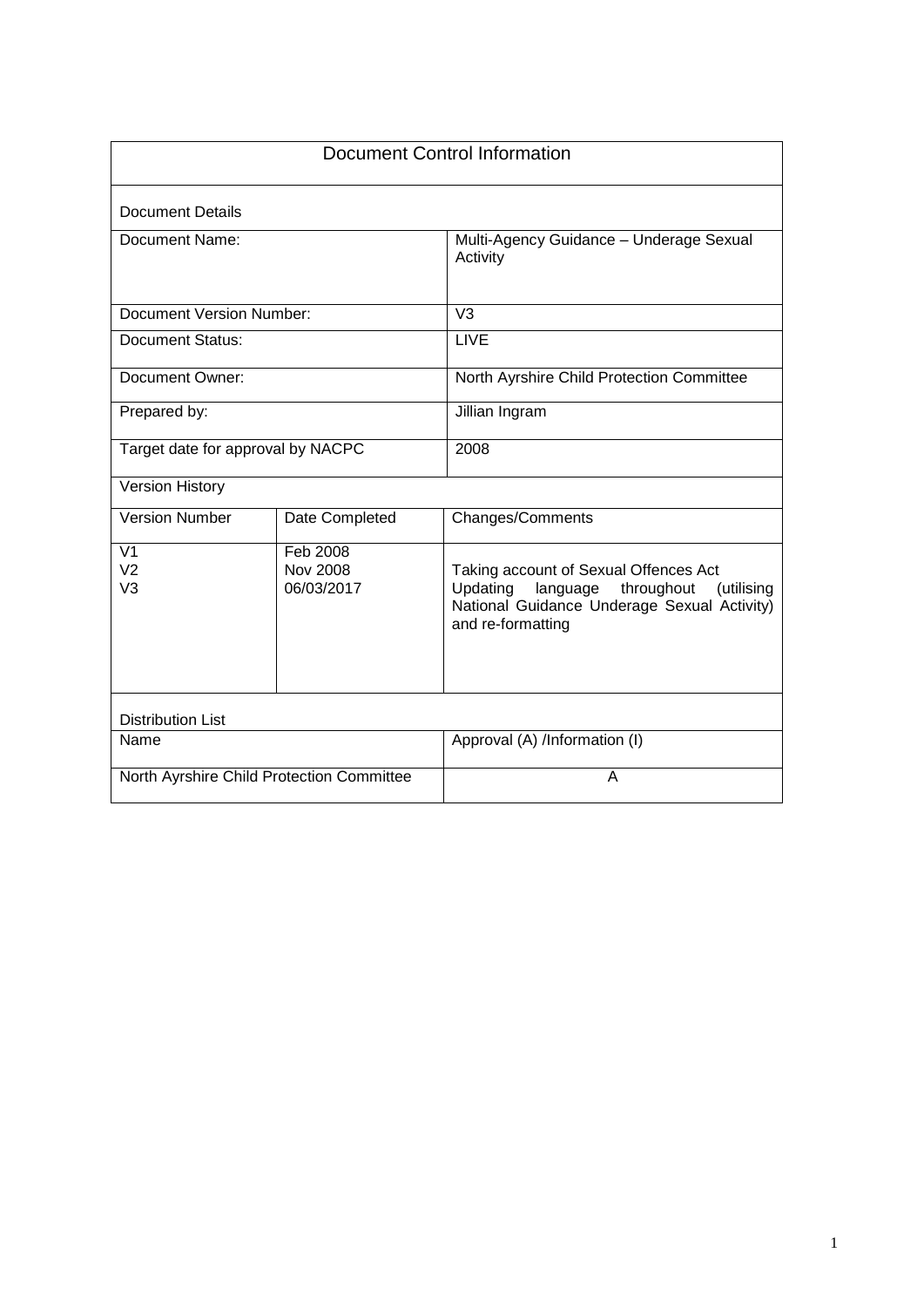| Document Control Information | | |
|---|---|---|
| **Document Details** | | |
| Document Name: | | Multi-Agency Guidance – Underage Sexual Activity |
| Document Version Number: | | V3 |
| Document Status: | | LIVE |
| Document Owner: | | North Ayrshire Child Protection Committee |
| Prepared by: | | Jillian Ingram |
| Target date for approval by NACPC | | 2008 |
| **Version History** | | |
| Version Number | Date Completed | Changes/Comments |
| V1<br>V2<br>V3 | Feb 2008<br>Nov 2008<br>06/03/2017 | Taking account of Sexual Offences Act<br>Updating language throughout (utilising National Guidance Underage Sexual Activity) and re-formatting |
| **Distribution List** | | |
| Name | | Approval (A) /Information (I) |
| North Ayrshire Child Protection Committee | | A |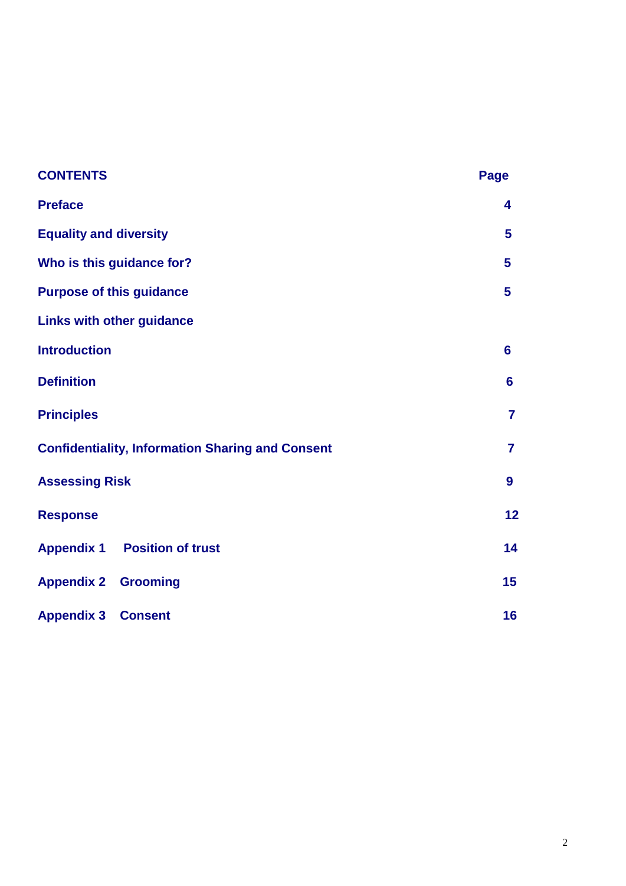| **CONTENTS** | **Page** |
| --- | --- |
| **Preface** | **4** |
| **Equality and diversity** | **5** |
| **Who is this guidance for?** | **5** |
| **Purpose of this guidance** | **5** |
| **Links with other guidance** | |
| **Introduction** | **6** |
| **Definition** | **6** |
| **Principles** | **7** |
| **Confidentiality, Information Sharing and Consent** | **7** |
| **Assessing Risk** | **9** |
| **Response** | **12** |
| **Appendix 1 Position of trust** | **14** |
| **Appendix 2 Grooming** | **15** |
| **Appendix 3 Consent** | **16** |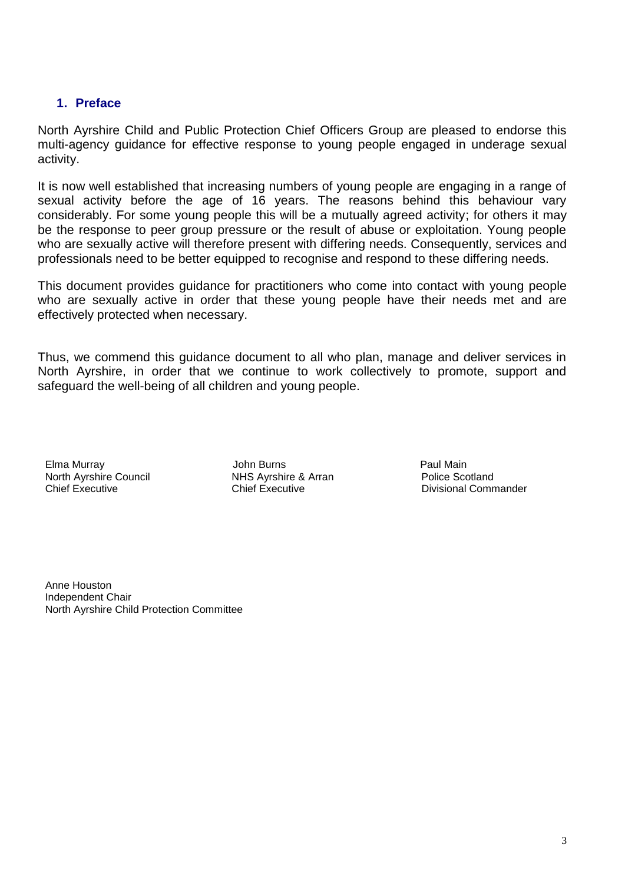## 1. Preface

North Ayrshire Child and Public Protection Chief Officers Group are pleased to endorse this multi-agency guidance for effective response to young people engaged in underage sexual activity.

It is now well established that increasing numbers of young people are engaging in a range of sexual activity before the age of 16 years. The reasons behind this behaviour vary considerably. For some young people this will be a mutually agreed activity; for others it may be the response to peer group pressure or the result of abuse or exploitation. Young people who are sexually active will therefore present with differing needs. Consequently, services and professionals need to be better equipped to recognise and respond to these differing needs.

This document provides guidance for practitioners who come into contact with young people who are sexually active in order that these young people have their needs met and are effectively protected when necessary.

Thus, we commend this guidance document to all who plan, manage and deliver services in North Ayrshire, in order that we continue to work collectively to promote, support and safeguard the well-being of all children and young people.

Elma Murray
North Ayrshire Council
Chief Executive

John Burns
NHS Ayrshire & Arran
Chief Executive

Paul Main
Police Scotland
Divisional Commander

Anne Houston
Independent Chair
North Ayrshire Child Protection Committee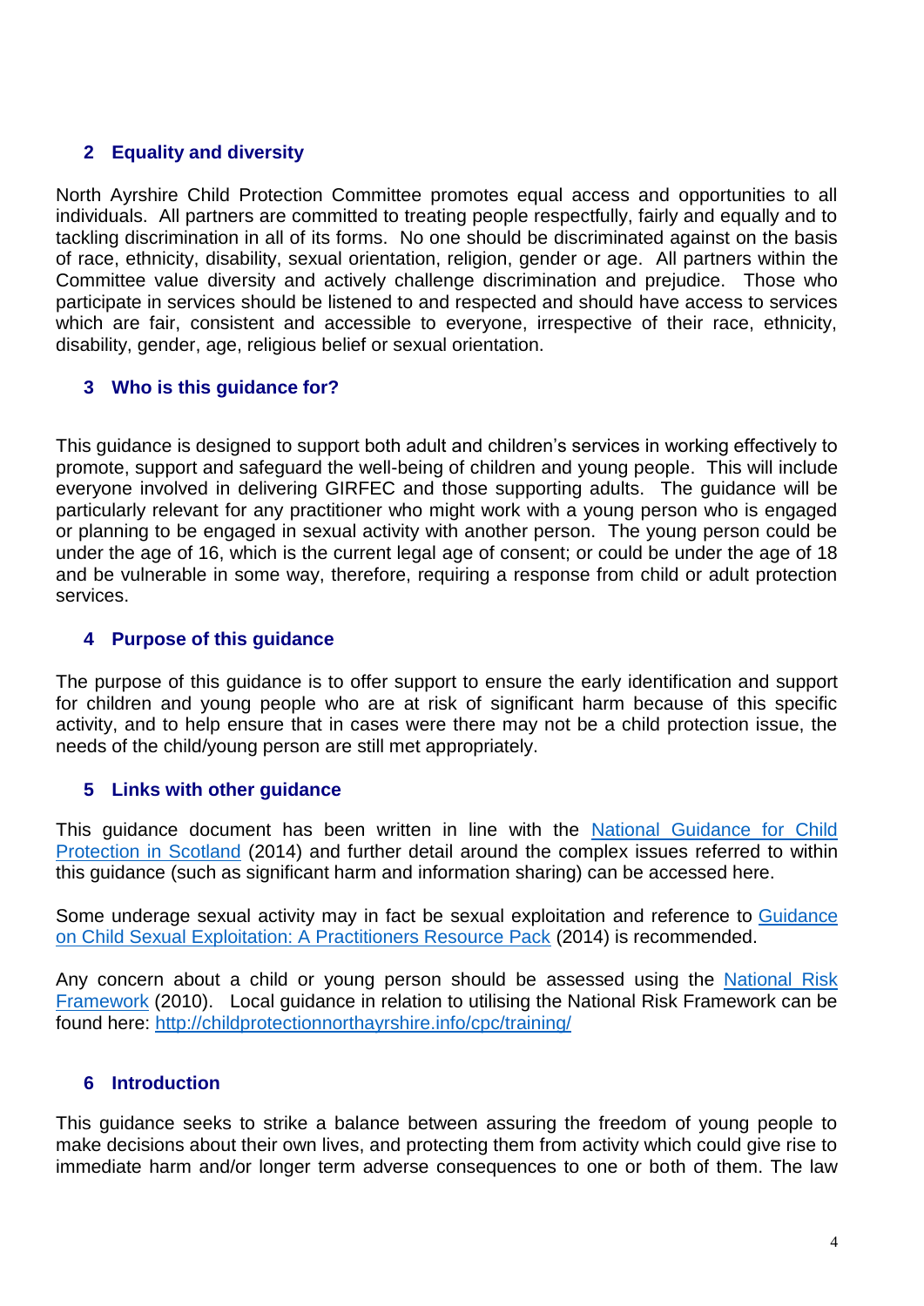## 2 Equality and diversity

North Ayrshire Child Protection Committee promotes equal access and opportunities to all individuals. All partners are committed to treating people respectfully, fairly and equally and to tackling discrimination in all of its forms. No one should be discriminated against on the basis of race, ethnicity, disability, sexual orientation, religion, gender or age. All partners within the Committee value diversity and actively challenge discrimination and prejudice. Those who participate in services should be listened to and respected and should have access to services which are fair, consistent and accessible to everyone, irrespective of their race, ethnicity, disability, gender, age, religious belief or sexual orientation.

## 3 Who is this guidance for?

This guidance is designed to support both adult and children's services in working effectively to promote, support and safeguard the well-being of children and young people. This will include everyone involved in delivering GIRFEC and those supporting adults. The guidance will be particularly relevant for any practitioner who might work with a young person who is engaged or planning to be engaged in sexual activity with another person. The young person could be under the age of 16, which is the current legal age of consent; or could be under the age of 18 and be vulnerable in some way, therefore, requiring a response from child or adult protection services.

## 4 Purpose of this guidance

The purpose of this guidance is to offer support to ensure the early identification and support for children and young people who are at risk of significant harm because of this specific activity, and to help ensure that in cases were there may not be a child protection issue, the needs of the child/young person are still met appropriately.

## 5 Links with other guidance

This guidance document has been written in line with the National Guidance for Child Protection in Scotland (2014) and further detail around the complex issues referred to within this guidance (such as significant harm and information sharing) can be accessed here.

Some underage sexual activity may in fact be sexual exploitation and reference to Guidance on Child Sexual Exploitation: A Practitioners Resource Pack (2014) is recommended.

Any concern about a child or young person should be assessed using the National Risk Framework (2010). Local guidance in relation to utilising the National Risk Framework can be found here: http://childprotectionnorthayrshire.info/cpc/training/

## 6 Introduction

This guidance seeks to strike a balance between assuring the freedom of young people to make decisions about their own lives, and protecting them from activity which could give rise to immediate harm and/or longer term adverse consequences to one or both of them. The law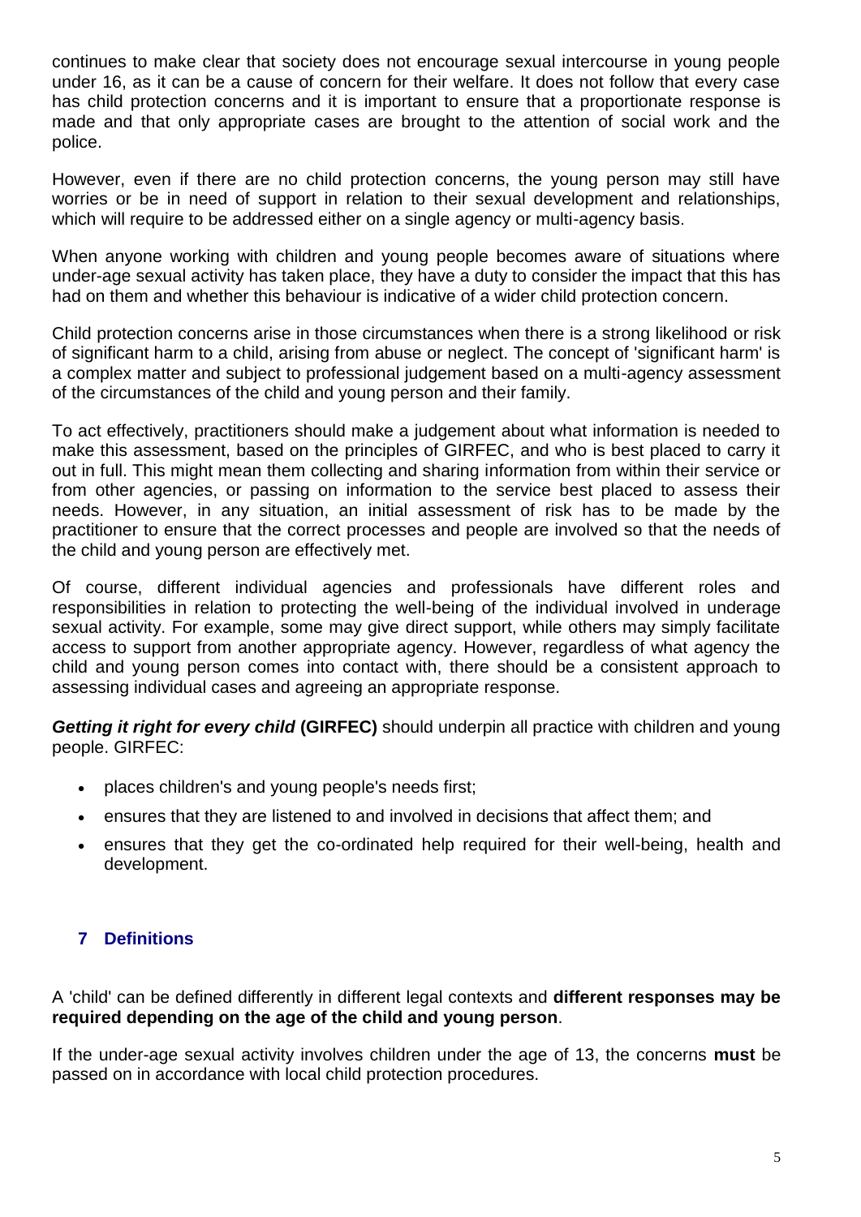continues to make clear that society does not encourage sexual intercourse in young people under 16, as it can be a cause of concern for their welfare. It does not follow that every case has child protection concerns and it is important to ensure that a proportionate response is made and that only appropriate cases are brought to the attention of social work and the police.

However, even if there are no child protection concerns, the young person may still have worries or be in need of support in relation to their sexual development and relationships, which will require to be addressed either on a single agency or multi-agency basis.

When anyone working with children and young people becomes aware of situations where under-age sexual activity has taken place, they have a duty to consider the impact that this has had on them and whether this behaviour is indicative of a wider child protection concern.

Child protection concerns arise in those circumstances when there is a strong likelihood or risk of significant harm to a child, arising from abuse or neglect. The concept of 'significant harm' is a complex matter and subject to professional judgement based on a multi-agency assessment of the circumstances of the child and young person and their family.

To act effectively, practitioners should make a judgement about what information is needed to make this assessment, based on the principles of GIRFEC, and who is best placed to carry it out in full. This might mean them collecting and sharing information from within their service or from other agencies, or passing on information to the service best placed to assess their needs. However, in any situation, an initial assessment of risk has to be made by the practitioner to ensure that the correct processes and people are involved so that the needs of the child and young person are effectively met.

Of course, different individual agencies and professionals have different roles and responsibilities in relation to protecting the well-being of the individual involved in underage sexual activity. For example, some may give direct support, while others may simply facilitate access to support from another appropriate agency. However, regardless of what agency the child and young person comes into contact with, there should be a consistent approach to assessing individual cases and agreeing an appropriate response.

***Getting it right for every child*** **(GIRFEC)** should underpin all practice with children and young people. GIRFEC:

- places children's and young people's needs first;
- ensures that they are listened to and involved in decisions that affect them; and
- ensures that they get the co-ordinated help required for their well-being, health and development.

## 7 Definitions

A 'child' can be defined differently in different legal contexts and **different responses may be required depending on the age of the child and young person**.

If the under-age sexual activity involves children under the age of 13, the concerns **must** be passed on in accordance with local child protection procedures.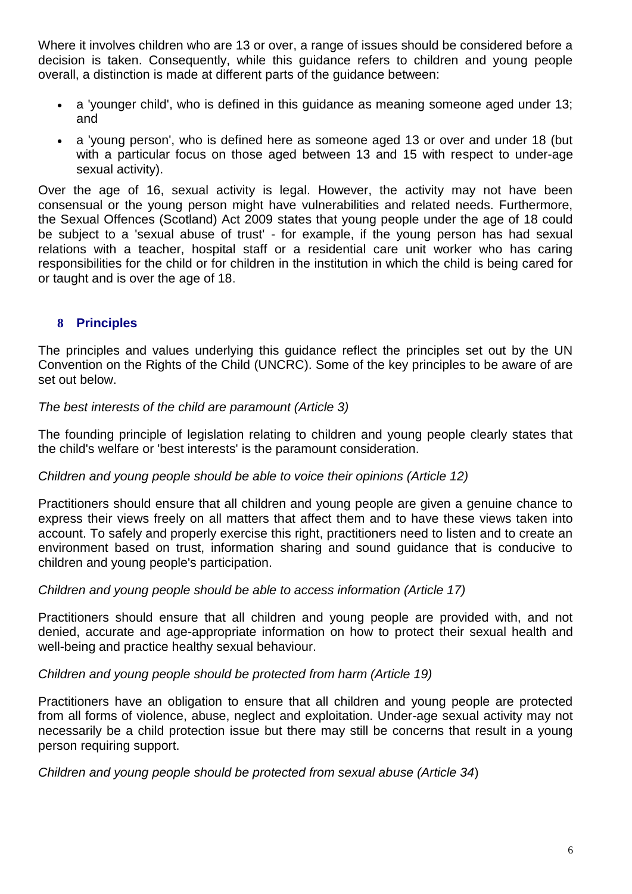Where it involves children who are 13 or over, a range of issues should be considered before a decision is taken. Consequently, while this guidance refers to children and young people overall, a distinction is made at different parts of the guidance between:

- a 'younger child', who is defined in this guidance as meaning someone aged under 13; and
- a 'young person', who is defined here as someone aged 13 or over and under 18 (but with a particular focus on those aged between 13 and 15 with respect to under-age sexual activity).

Over the age of 16, sexual activity is legal. However, the activity may not have been consensual or the young person might have vulnerabilities and related needs. Furthermore, the Sexual Offences (Scotland) Act 2009 states that young people under the age of 18 could be subject to a 'sexual abuse of trust' - for example, if the young person has had sexual relations with a teacher, hospital staff or a residential care unit worker who has caring responsibilities for the child or for children in the institution in which the child is being cared for or taught and is over the age of 18.

## 8 Principles

The principles and values underlying this guidance reflect the principles set out by the UN Convention on the Rights of the Child (UNCRC). Some of the key principles to be aware of are set out below.

*The best interests of the child are paramount (Article 3)*

The founding principle of legislation relating to children and young people clearly states that the child's welfare or 'best interests' is the paramount consideration.

*Children and young people should be able to voice their opinions (Article 12)*

Practitioners should ensure that all children and young people are given a genuine chance to express their views freely on all matters that affect them and to have these views taken into account. To safely and properly exercise this right, practitioners need to listen and to create an environment based on trust, information sharing and sound guidance that is conducive to children and young people's participation.

*Children and young people should be able to access information (Article 17)*

Practitioners should ensure that all children and young people are provided with, and not denied, accurate and age-appropriate information on how to protect their sexual health and well-being and practice healthy sexual behaviour.

*Children and young people should be protected from harm (Article 19)*

Practitioners have an obligation to ensure that all children and young people are protected from all forms of violence, abuse, neglect and exploitation. Under-age sexual activity may not necessarily be a child protection issue but there may still be concerns that result in a young person requiring support.

*Children and young people should be protected from sexual abuse (Article 34)*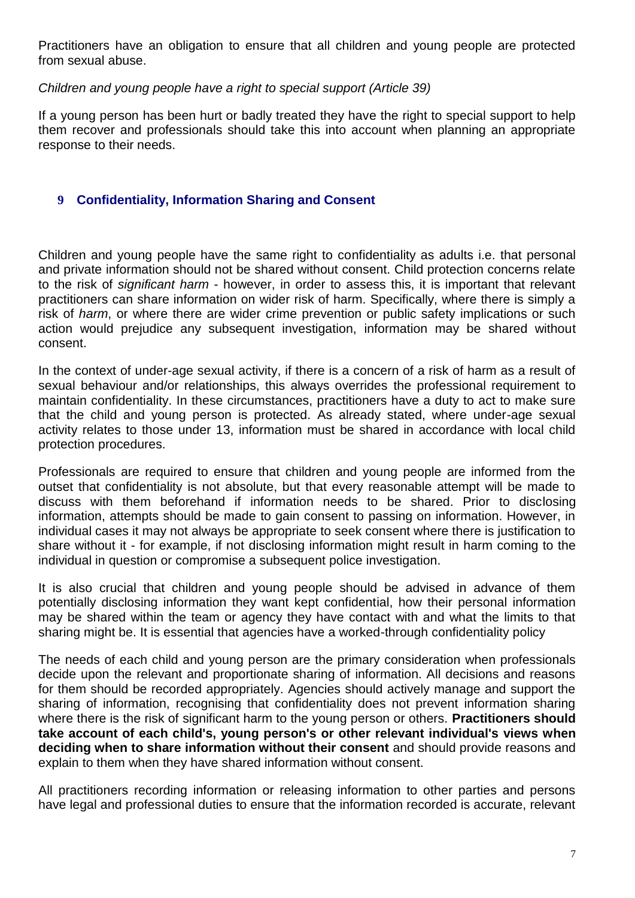Practitioners have an obligation to ensure that all children and young people are protected from sexual abuse.

*Children and young people have a right to special support (Article 39)*

If a young person has been hurt or badly treated they have the right to special support to help them recover and professionals should take this into account when planning an appropriate response to their needs.

## 9 Confidentiality, Information Sharing and Consent

Children and young people have the same right to confidentiality as adults i.e. that personal and private information should not be shared without consent. Child protection concerns relate to the risk of *significant harm* - however, in order to assess this, it is important that relevant practitioners can share information on wider risk of harm. Specifically, where there is simply a risk of *harm*, or where there are wider crime prevention or public safety implications or such action would prejudice any subsequent investigation, information may be shared without consent.

In the context of under-age sexual activity, if there is a concern of a risk of harm as a result of sexual behaviour and/or relationships, this always overrides the professional requirement to maintain confidentiality. In these circumstances, practitioners have a duty to act to make sure that the child and young person is protected. As already stated, where under-age sexual activity relates to those under 13, information must be shared in accordance with local child protection procedures.

Professionals are required to ensure that children and young people are informed from the outset that confidentiality is not absolute, but that every reasonable attempt will be made to discuss with them beforehand if information needs to be shared. Prior to disclosing information, attempts should be made to gain consent to passing on information. However, in individual cases it may not always be appropriate to seek consent where there is justification to share without it - for example, if not disclosing information might result in harm coming to the individual in question or compromise a subsequent police investigation.

It is also crucial that children and young people should be advised in advance of them potentially disclosing information they want kept confidential, how their personal information may be shared within the team or agency they have contact with and what the limits to that sharing might be. It is essential that agencies have a worked-through confidentiality policy

The needs of each child and young person are the primary consideration when professionals decide upon the relevant and proportionate sharing of information. All decisions and reasons for them should be recorded appropriately. Agencies should actively manage and support the sharing of information, recognising that confidentiality does not prevent information sharing where there is the risk of significant harm to the young person or others. **Practitioners should take account of each child's, young person's or other relevant individual's views when deciding when to share information without their consent** and should provide reasons and explain to them when they have shared information without consent.

All practitioners recording information or releasing information to other parties and persons have legal and professional duties to ensure that the information recorded is accurate, relevant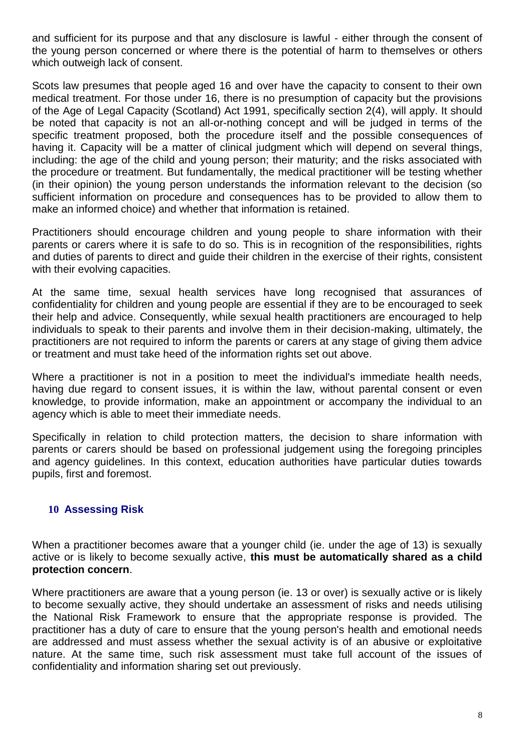and sufficient for its purpose and that any disclosure is lawful - either through the consent of the young person concerned or where there is the potential of harm to themselves or others which outweigh lack of consent.

Scots law presumes that people aged 16 and over have the capacity to consent to their own medical treatment. For those under 16, there is no presumption of capacity but the provisions of the Age of Legal Capacity (Scotland) Act 1991, specifically section 2(4), will apply. It should be noted that capacity is not an all-or-nothing concept and will be judged in terms of the specific treatment proposed, both the procedure itself and the possible consequences of having it. Capacity will be a matter of clinical judgment which will depend on several things, including: the age of the child and young person; their maturity; and the risks associated with the procedure or treatment. But fundamentally, the medical practitioner will be testing whether (in their opinion) the young person understands the information relevant to the decision (so sufficient information on procedure and consequences has to be provided to allow them to make an informed choice) and whether that information is retained.

Practitioners should encourage children and young people to share information with their parents or carers where it is safe to do so. This is in recognition of the responsibilities, rights and duties of parents to direct and guide their children in the exercise of their rights, consistent with their evolving capacities.

At the same time, sexual health services have long recognised that assurances of confidentiality for children and young people are essential if they are to be encouraged to seek their help and advice. Consequently, while sexual health practitioners are encouraged to help individuals to speak to their parents and involve them in their decision-making, ultimately, the practitioners are not required to inform the parents or carers at any stage of giving them advice or treatment and must take heed of the information rights set out above.

Where a practitioner is not in a position to meet the individual's immediate health needs, having due regard to consent issues, it is within the law, without parental consent or even knowledge, to provide information, make an appointment or accompany the individual to an agency which is able to meet their immediate needs.

Specifically in relation to child protection matters, the decision to share information with parents or carers should be based on professional judgement using the foregoing principles and agency guidelines. In this context, education authorities have particular duties towards pupils, first and foremost.

## 10 Assessing Risk

When a practitioner becomes aware that a younger child (ie. under the age of 13) is sexually active or is likely to become sexually active, **this must be automatically shared as a child protection concern**.

Where practitioners are aware that a young person (ie. 13 or over) is sexually active or is likely to become sexually active, they should undertake an assessment of risks and needs utilising the National Risk Framework to ensure that the appropriate response is provided. The practitioner has a duty of care to ensure that the young person's health and emotional needs are addressed and must assess whether the sexual activity is of an abusive or exploitative nature. At the same time, such risk assessment must take full account of the issues of confidentiality and information sharing set out previously.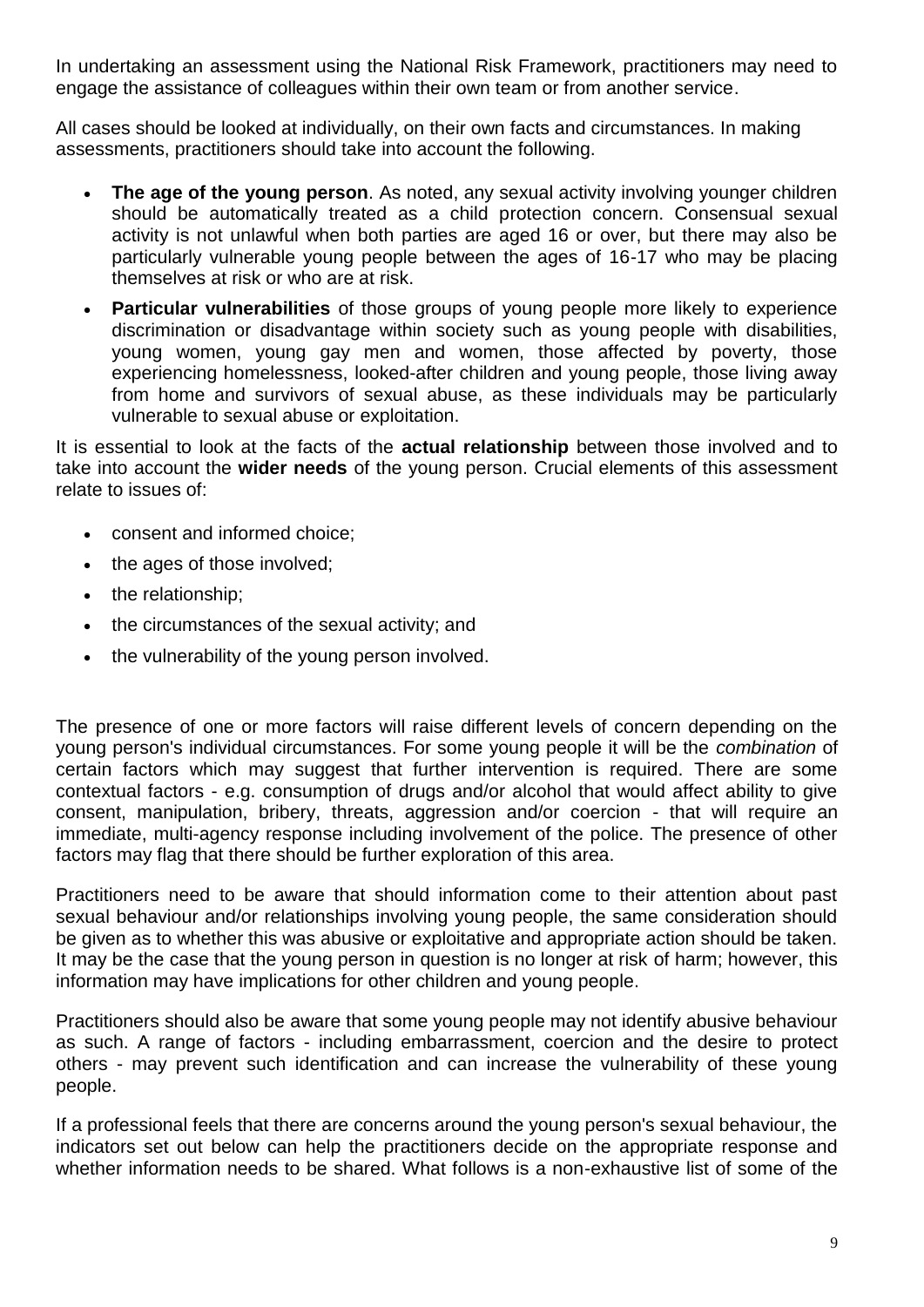In undertaking an assessment using the National Risk Framework, practitioners may need to engage the assistance of colleagues within their own team or from another service.

All cases should be looked at individually, on their own facts and circumstances. In making assessments, practitioners should take into account the following.

- **The age of the young person**. As noted, any sexual activity involving younger children should be automatically treated as a child protection concern. Consensual sexual activity is not unlawful when both parties are aged 16 or over, but there may also be particularly vulnerable young people between the ages of 16-17 who may be placing themselves at risk or who are at risk.
- **Particular vulnerabilities** of those groups of young people more likely to experience discrimination or disadvantage within society such as young people with disabilities, young women, young gay men and women, those affected by poverty, those experiencing homelessness, looked-after children and young people, those living away from home and survivors of sexual abuse, as these individuals may be particularly vulnerable to sexual abuse or exploitation.

It is essential to look at the facts of the **actual relationship** between those involved and to take into account the **wider needs** of the young person. Crucial elements of this assessment relate to issues of:

- consent and informed choice;
- the ages of those involved;
- the relationship;
- the circumstances of the sexual activity; and
- the vulnerability of the young person involved.

The presence of one or more factors will raise different levels of concern depending on the young person's individual circumstances. For some young people it will be the *combination* of certain factors which may suggest that further intervention is required. There are some contextual factors - e.g. consumption of drugs and/or alcohol that would affect ability to give consent, manipulation, bribery, threats, aggression and/or coercion - that will require an immediate, multi-agency response including involvement of the police. The presence of other factors may flag that there should be further exploration of this area.

Practitioners need to be aware that should information come to their attention about past sexual behaviour and/or relationships involving young people, the same consideration should be given as to whether this was abusive or exploitative and appropriate action should be taken. It may be the case that the young person in question is no longer at risk of harm; however, this information may have implications for other children and young people.

Practitioners should also be aware that some young people may not identify abusive behaviour as such. A range of factors - including embarrassment, coercion and the desire to protect others - may prevent such identification and can increase the vulnerability of these young people.

If a professional feels that there are concerns around the young person's sexual behaviour, the indicators set out below can help the practitioners decide on the appropriate response and whether information needs to be shared. What follows is a non-exhaustive list of some of the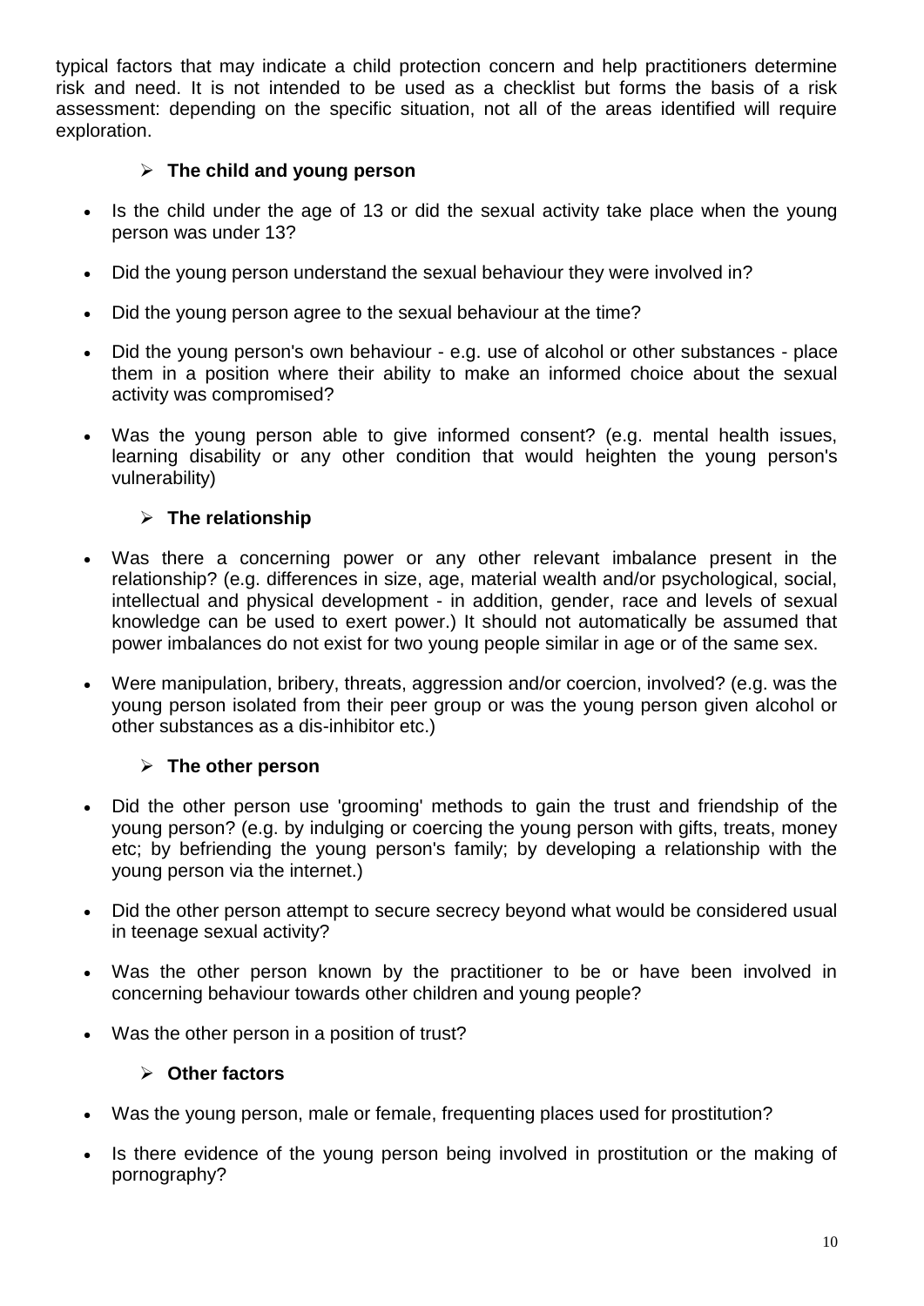typical factors that may indicate a child protection concern and help practitioners determine risk and need. It is not intended to be used as a checklist but forms the basis of a risk assessment: depending on the specific situation, not all of the areas identified will require exploration.

### The child and young person

- Is the child under the age of 13 or did the sexual activity take place when the young person was under 13?
- Did the young person understand the sexual behaviour they were involved in?
- Did the young person agree to the sexual behaviour at the time?
- Did the young person's own behaviour - e.g. use of alcohol or other substances - place them in a position where their ability to make an informed choice about the sexual activity was compromised?
- Was the young person able to give informed consent? (e.g. mental health issues, learning disability or any other condition that would heighten the young person's vulnerability)

### The relationship

- Was there a concerning power or any other relevant imbalance present in the relationship? (e.g. differences in size, age, material wealth and/or psychological, social, intellectual and physical development - in addition, gender, race and levels of sexual knowledge can be used to exert power.) It should not automatically be assumed that power imbalances do not exist for two young people similar in age or of the same sex.
- Were manipulation, bribery, threats, aggression and/or coercion, involved? (e.g. was the young person isolated from their peer group or was the young person given alcohol or other substances as a dis-inhibitor etc.)

### The other person

- Did the other person use 'grooming' methods to gain the trust and friendship of the young person? (e.g. by indulging or coercing the young person with gifts, treats, money etc; by befriending the young person's family; by developing a relationship with the young person via the internet.)
- Did the other person attempt to secure secrecy beyond what would be considered usual in teenage sexual activity?
- Was the other person known by the practitioner to be or have been involved in concerning behaviour towards other children and young people?
- Was the other person in a position of trust?

### Other factors

- Was the young person, male or female, frequenting places used for prostitution?
- Is there evidence of the young person being involved in prostitution or the making of pornography?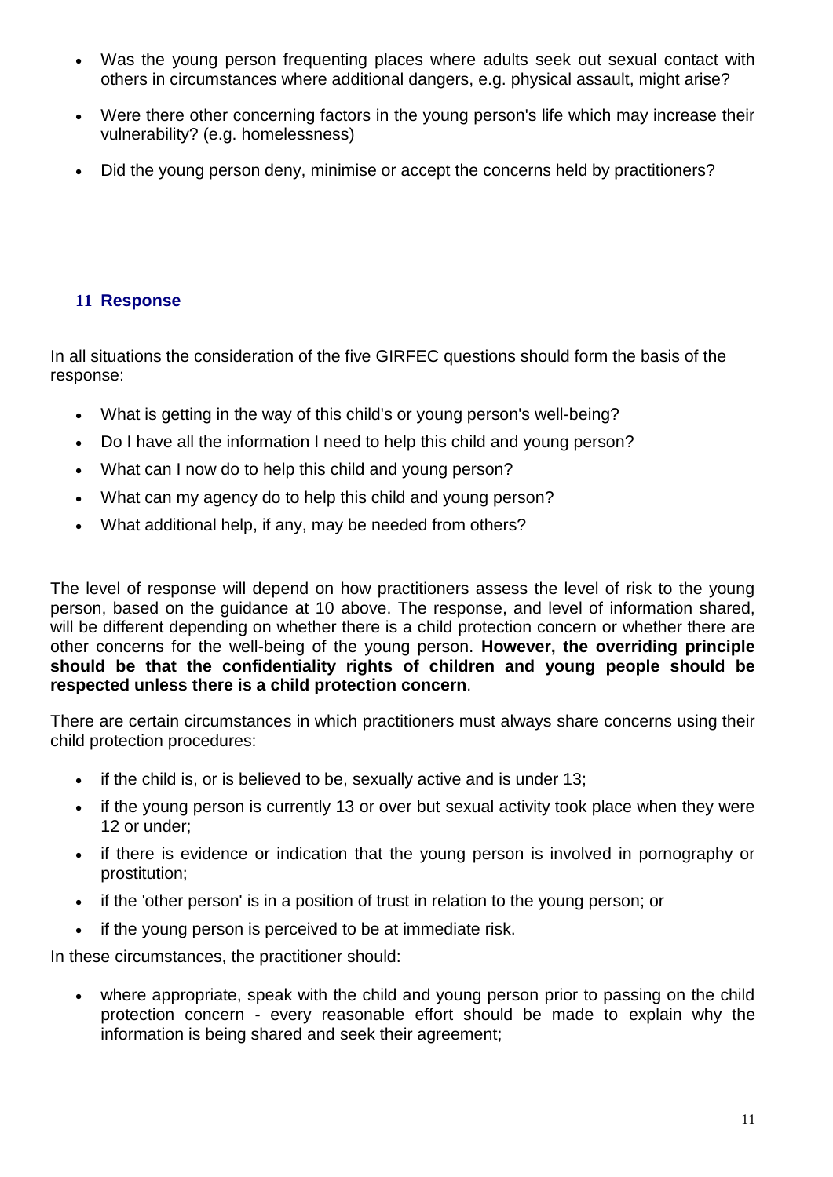- Was the young person frequenting places where adults seek out sexual contact with others in circumstances where additional dangers, e.g. physical assault, might arise?
- Were there other concerning factors in the young person's life which may increase their vulnerability? (e.g. homelessness)
- Did the young person deny, minimise or accept the concerns held by practitioners?

## 11 Response

In all situations the consideration of the five GIRFEC questions should form the basis of the response:

- What is getting in the way of this child's or young person's well-being?
- Do I have all the information I need to help this child and young person?
- What can I now do to help this child and young person?
- What can my agency do to help this child and young person?
- What additional help, if any, may be needed from others?

The level of response will depend on how practitioners assess the level of risk to the young person, based on the guidance at 10 above. The response, and level of information shared, will be different depending on whether there is a child protection concern or whether there are other concerns for the well-being of the young person. **However, the overriding principle should be that the confidentiality rights of children and young people should be respected unless there is a child protection concern**.

There are certain circumstances in which practitioners must always share concerns using their child protection procedures:

- if the child is, or is believed to be, sexually active and is under 13;
- if the young person is currently 13 or over but sexual activity took place when they were 12 or under;
- if there is evidence or indication that the young person is involved in pornography or prostitution;
- if the 'other person' is in a position of trust in relation to the young person; or
- if the young person is perceived to be at immediate risk.

In these circumstances, the practitioner should:

- where appropriate, speak with the child and young person prior to passing on the child protection concern - every reasonable effort should be made to explain why the information is being shared and seek their agreement;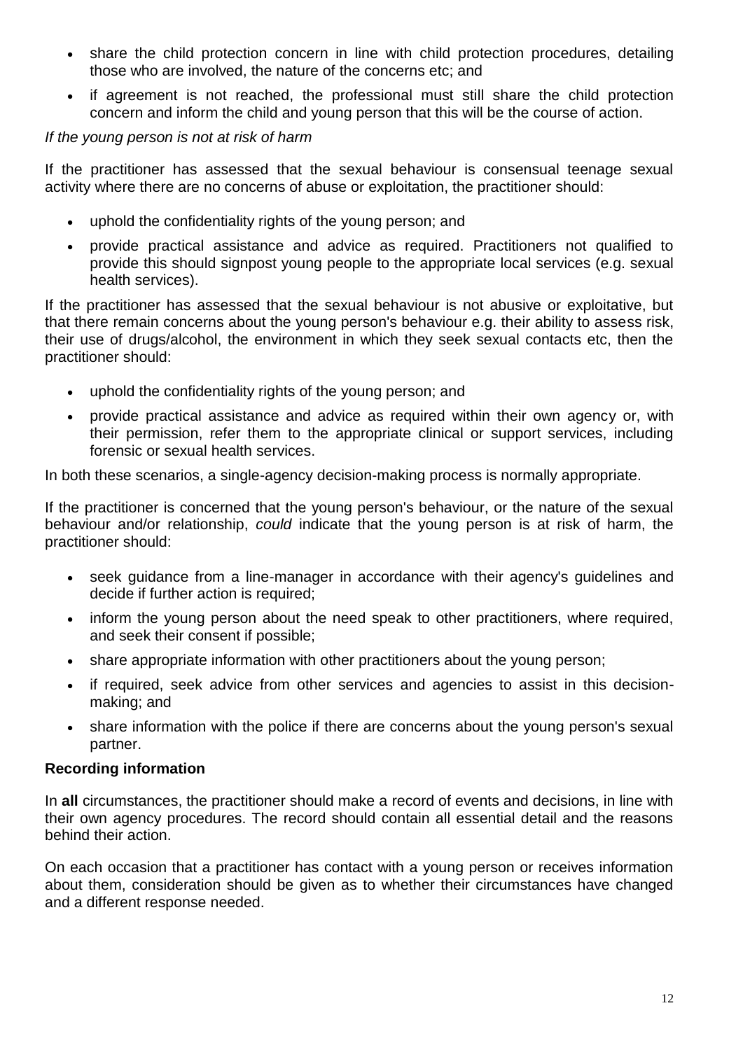- share the child protection concern in line with child protection procedures, detailing those who are involved, the nature of the concerns etc; and
- if agreement is not reached, the professional must still share the child protection concern and inform the child and young person that this will be the course of action.

*If the young person is not at risk of harm*

If the practitioner has assessed that the sexual behaviour is consensual teenage sexual activity where there are no concerns of abuse or exploitation, the practitioner should:

- uphold the confidentiality rights of the young person; and
- provide practical assistance and advice as required. Practitioners not qualified to provide this should signpost young people to the appropriate local services (e.g. sexual health services).

If the practitioner has assessed that the sexual behaviour is not abusive or exploitative, but that there remain concerns about the young person's behaviour e.g. their ability to assess risk, their use of drugs/alcohol, the environment in which they seek sexual contacts etc, then the practitioner should:

- uphold the confidentiality rights of the young person; and
- provide practical assistance and advice as required within their own agency or, with their permission, refer them to the appropriate clinical or support services, including forensic or sexual health services.

In both these scenarios, a single-agency decision-making process is normally appropriate.

If the practitioner is concerned that the young person's behaviour, or the nature of the sexual behaviour and/or relationship, *could* indicate that the young person is at risk of harm, the practitioner should:

- seek guidance from a line-manager in accordance with their agency's guidelines and decide if further action is required;
- inform the young person about the need speak to other practitioners, where required, and seek their consent if possible;
- share appropriate information with other practitioners about the young person;
- if required, seek advice from other services and agencies to assist in this decision-making; and
- share information with the police if there are concerns about the young person's sexual partner.

**Recording information**

In **all** circumstances, the practitioner should make a record of events and decisions, in line with their own agency procedures. The record should contain all essential detail and the reasons behind their action.

On each occasion that a practitioner has contact with a young person or receives information about them, consideration should be given as to whether their circumstances have changed and a different response needed.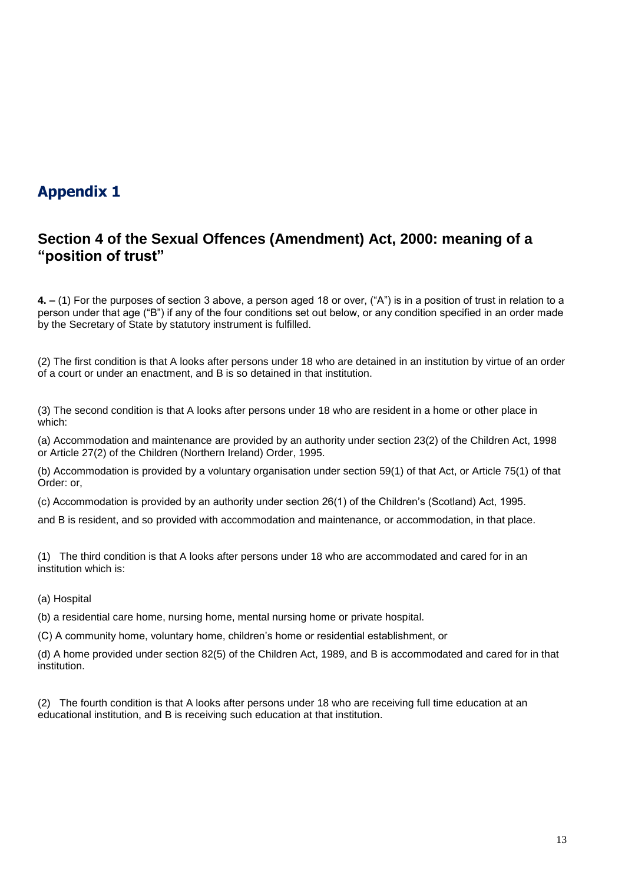# Appendix 1

## Section 4 of the Sexual Offences (Amendment) Act, 2000: meaning of a "position of trust"

**4. –** (1) For the purposes of section 3 above, a person aged 18 or over, ("A") is in a position of trust in relation to a person under that age ("B") if any of the four conditions set out below, or any condition specified in an order made by the Secretary of State by statutory instrument is fulfilled.

(2) The first condition is that A looks after persons under 18 who are detained in an institution by virtue of an order of a court or under an enactment, and B is so detained in that institution.

(3) The second condition is that A looks after persons under 18 who are resident in a home or other place in which:

(a) Accommodation and maintenance are provided by an authority under section 23(2) of the Children Act, 1998 or Article 27(2) of the Children (Northern Ireland) Order, 1995.

(b) Accommodation is provided by a voluntary organisation under section 59(1) of that Act, or Article 75(1) of that Order: or,

(c) Accommodation is provided by an authority under section 26(1) of the Children's (Scotland) Act, 1995.

and B is resident, and so provided with accommodation and maintenance, or accommodation, in that place.

(1) The third condition is that A looks after persons under 18 who are accommodated and cared for in an institution which is:

(a) Hospital

(b) a residential care home, nursing home, mental nursing home or private hospital.

(C) A community home, voluntary home, children's home or residential establishment, or

(d) A home provided under section 82(5) of the Children Act, 1989, and B is accommodated and cared for in that institution.

(2) The fourth condition is that A looks after persons under 18 who are receiving full time education at an educational institution, and B is receiving such education at that institution.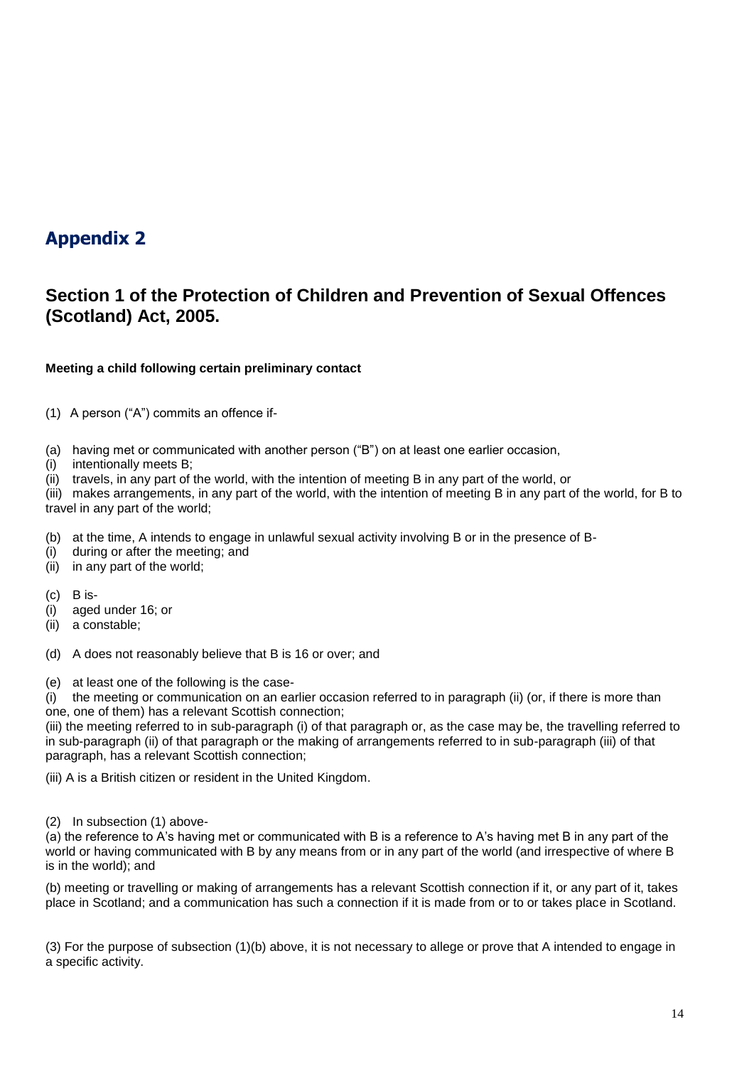# Appendix 2

## Section 1 of the Protection of Children and Prevention of Sexual Offences (Scotland) Act, 2005.

**Meeting a child following certain preliminary contact**

(1) A person ("A") commits an offence if-

(a) having met or communicated with another person ("B") on at least one earlier occasion,
(i) intentionally meets B;
(ii) travels, in any part of the world, with the intention of meeting B in any part of the world, or
(iii) makes arrangements, in any part of the world, with the intention of meeting B in any part of the world, for B to travel in any part of the world;

(b) at the time, A intends to engage in unlawful sexual activity involving B or in the presence of B-
(i) during or after the meeting; and
(ii) in any part of the world;

(c) B is-
(i) aged under 16; or
(ii) a constable;

(d) A does not reasonably believe that B is 16 or over; and

(e) at least one of the following is the case-
(i) the meeting or communication on an earlier occasion referred to in paragraph (ii) (or, if there is more than one, one of them) has a relevant Scottish connection;
(iii) the meeting referred to in sub-paragraph (i) of that paragraph or, as the case may be, the travelling referred to in sub-paragraph (ii) of that paragraph or the making of arrangements referred to in sub-paragraph (iii) of that paragraph, has a relevant Scottish connection;

(iii) A is a British citizen or resident in the United Kingdom.

(2) In subsection (1) above-
(a) the reference to A's having met or communicated with B is a reference to A's having met B in any part of the world or having communicated with B by any means from or in any part of the world (and irrespective of where B is in the world); and

(b) meeting or travelling or making of arrangements has a relevant Scottish connection if it, or any part of it, takes place in Scotland; and a communication has such a connection if it is made from or to or takes place in Scotland.

(3) For the purpose of subsection (1)(b) above, it is not necessary to allege or prove that A intended to engage in a specific activity.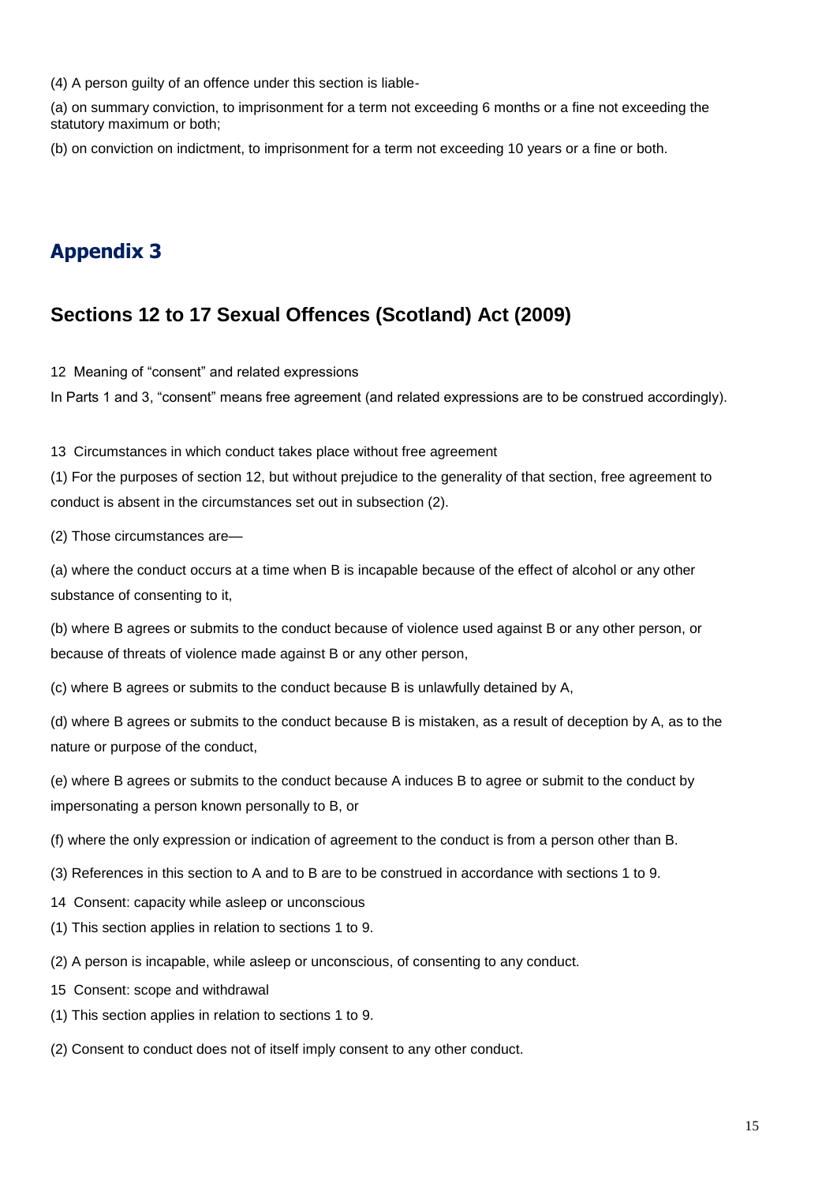(4) A person guilty of an offence under this section is liable-

(a) on summary conviction, to imprisonment for a term not exceeding 6 months or a fine not exceeding the statutory maximum or both;

(b) on conviction on indictment, to imprisonment for a term not exceeding 10 years or a fine or both.

## Appendix 3

## Sections 12 to 17 Sexual Offences (Scotland) Act (2009)

12 Meaning of "consent" and related expressions

In Parts 1 and 3, "consent" means free agreement (and related expressions are to be construed accordingly).

13 Circumstances in which conduct takes place without free agreement

(1) For the purposes of section 12, but without prejudice to the generality of that section, free agreement to conduct is absent in the circumstances set out in subsection (2).

(2) Those circumstances are—

(a) where the conduct occurs at a time when B is incapable because of the effect of alcohol or any other substance of consenting to it,

(b) where B agrees or submits to the conduct because of violence used against B or any other person, or because of threats of violence made against B or any other person,

(c) where B agrees or submits to the conduct because B is unlawfully detained by A,

(d) where B agrees or submits to the conduct because B is mistaken, as a result of deception by A, as to the nature or purpose of the conduct,

(e) where B agrees or submits to the conduct because A induces B to agree or submit to the conduct by impersonating a person known personally to B, or

(f) where the only expression or indication of agreement to the conduct is from a person other than B.

(3) References in this section to A and to B are to be construed in accordance with sections 1 to 9.

14 Consent: capacity while asleep or unconscious

(1) This section applies in relation to sections 1 to 9.

(2) A person is incapable, while asleep or unconscious, of consenting to any conduct.

15 Consent: scope and withdrawal

(1) This section applies in relation to sections 1 to 9.

(2) Consent to conduct does not of itself imply consent to any other conduct.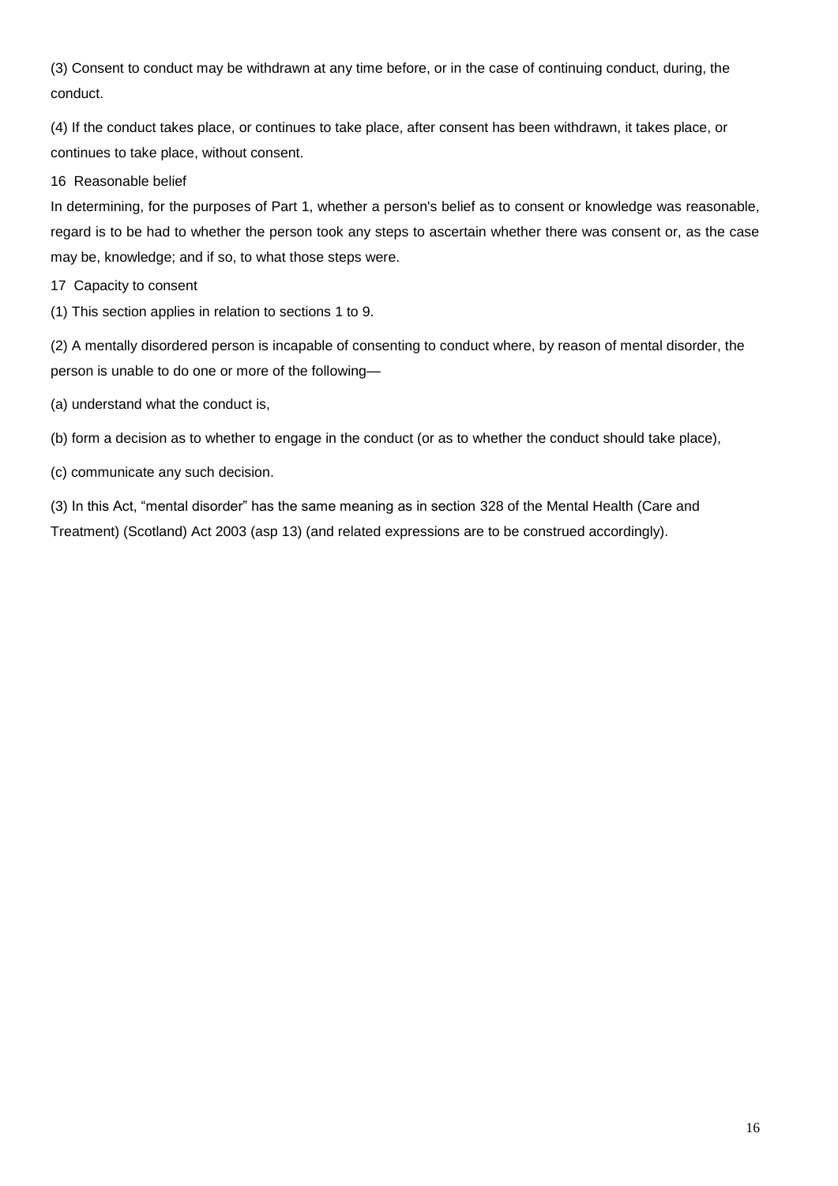(3) Consent to conduct may be withdrawn at any time before, or in the case of continuing conduct, during, the conduct.

(4) If the conduct takes place, or continues to take place, after consent has been withdrawn, it takes place, or continues to take place, without consent.

16 Reasonable belief

In determining, for the purposes of Part 1, whether a person's belief as to consent or knowledge was reasonable, regard is to be had to whether the person took any steps to ascertain whether there was consent or, as the case may be, knowledge; and if so, to what those steps were.

17 Capacity to consent

(1) This section applies in relation to sections 1 to 9.

(2) A mentally disordered person is incapable of consenting to conduct where, by reason of mental disorder, the person is unable to do one or more of the following—

(a) understand what the conduct is,

(b) form a decision as to whether to engage in the conduct (or as to whether the conduct should take place),

(c) communicate any such decision.

(3) In this Act, "mental disorder" has the same meaning as in section 328 of the Mental Health (Care and Treatment) (Scotland) Act 2003 (asp 13) (and related expressions are to be construed accordingly).